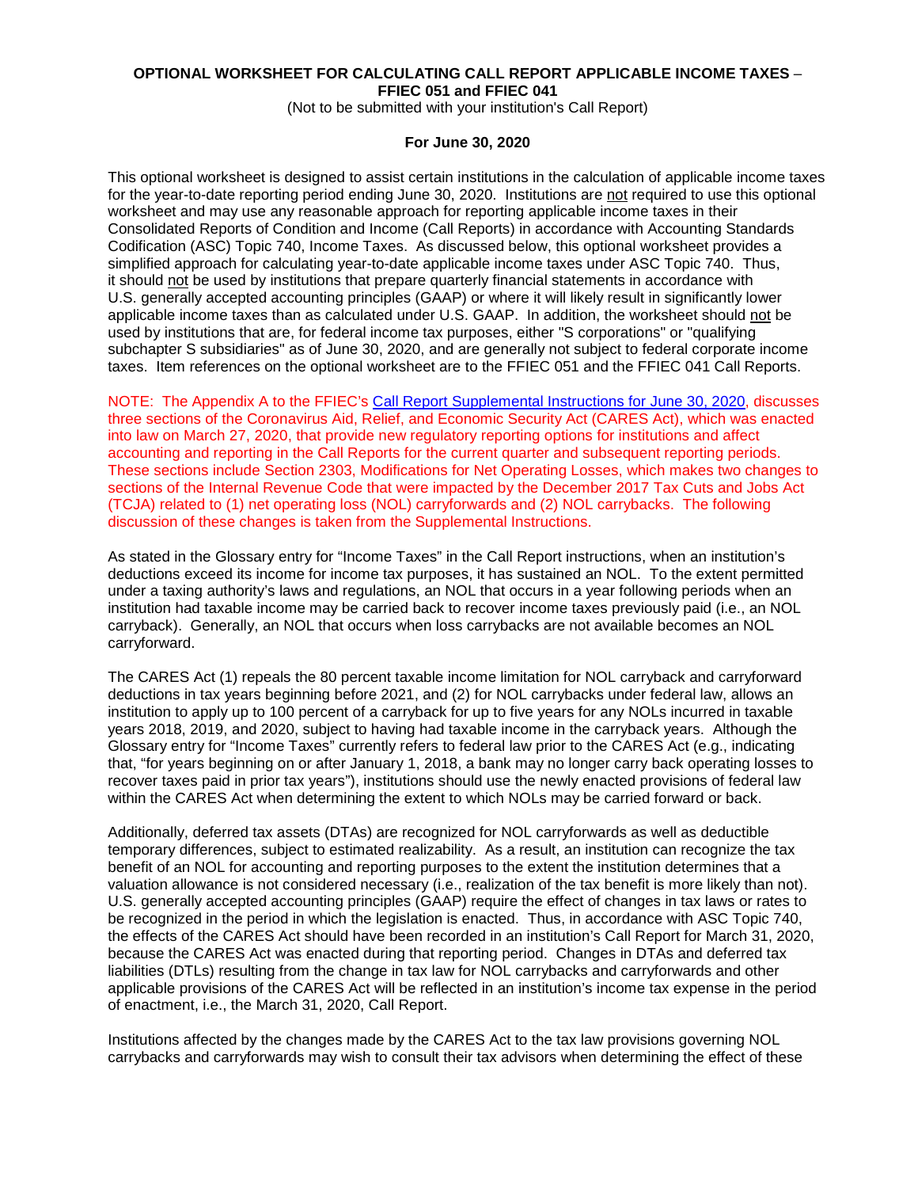**OPTIONAL WORKSHEET FOR CALCULATING CALL REPORT APPLICABLE INCOME TAXES – FFIEC 051 and FFIEC 041**

(Not to be submitted with your institution's Call Report)

**For June 30, 2020**

This optional worksheet is designed to assist certain institutions in the calculation of applicable income taxes for the year-to-date reporting period ending June 30, 2020. Institutions are not required to use this optional worksheet and may use any reasonable approach for reporting applicable income taxes in their Consolidated Reports of Condition and Income (Call Reports) in accordance with Accounting Standards Codification (ASC) Topic 740, Income Taxes. As discussed below, this optional worksheet provides a simplified approach for calculating year-to-date applicable income taxes under ASC Topic 740. Thus, it should not be used by institutions that prepare quarterly financial statements in accordance with U.S. generally accepted accounting principles (GAAP) or where it will likely result in significantly lower applicable income taxes than as calculated under U.S. GAAP. In addition, the worksheet should not be used by institutions that are, for federal income tax purposes, either "S corporations" or "qualifying subchapter S subsidiaries" as of June 30, 2020, and are generally not subject to federal corporate income taxes. Item references on the optional worksheet are to the FFIEC 051 and the FFIEC 041 Call Reports.

NOTE: The Appendix A to the FFIEC's Call Report Supplemental Instructions for June 30, 2020, discusses three sections of the Coronavirus Aid, Relief, and Economic Security Act (CARES Act), which was enacted into law on March 27, 2020, that provide new regulatory reporting options for institutions and affect accounting and reporting in the Call Reports for the current quarter and subsequent reporting periods. These sections include Section 2303, Modifications for Net Operating Losses, which makes two changes to sections of the Internal Revenue Code that were impacted by the December 2017 Tax Cuts and Jobs Act (TCJA) related to (1) net operating loss (NOL) carryforwards and (2) NOL carrybacks. The following discussion of these changes is taken from the Supplemental Instructions.

As stated in the Glossary entry for "Income Taxes" in the Call Report instructions, when an institution's deductions exceed its income for income tax purposes, it has sustained an NOL. To the extent permitted under a taxing authority's laws and regulations, an NOL that occurs in a year following periods when an institution had taxable income may be carried back to recover income taxes previously paid (i.e., an NOL carryback). Generally, an NOL that occurs when loss carrybacks are not available becomes an NOL carryforward.

The CARES Act (1) repeals the 80 percent taxable income limitation for NOL carryback and carryforward deductions in tax years beginning before 2021, and (2) for NOL carrybacks under federal law, allows an institution to apply up to 100 percent of a carryback for up to five years for any NOLs incurred in taxable years 2018, 2019, and 2020, subject to having had taxable income in the carryback years. Although the Glossary entry for "Income Taxes" currently refers to federal law prior to the CARES Act (e.g., indicating that, "for years beginning on or after January 1, 2018, a bank may no longer carry back operating losses to recover taxes paid in prior tax years"), institutions should use the newly enacted provisions of federal law within the CARES Act when determining the extent to which NOLs may be carried forward or back.

Additionally, deferred tax assets (DTAs) are recognized for NOL carryforwards as well as deductible temporary differences, subject to estimated realizability. As a result, an institution can recognize the tax benefit of an NOL for accounting and reporting purposes to the extent the institution determines that a valuation allowance is not considered necessary (i.e., realization of the tax benefit is more likely than not). U.S. generally accepted accounting principles (GAAP) require the effect of changes in tax laws or rates to be recognized in the period in which the legislation is enacted. Thus, in accordance with ASC Topic 740, the effects of the CARES Act should have been recorded in an institution's Call Report for March 31, 2020, because the CARES Act was enacted during that reporting period. Changes in DTAs and deferred tax liabilities (DTLs) resulting from the change in tax law for NOL carrybacks and carryforwards and other applicable provisions of the CARES Act will be reflected in an institution's income tax expense in the period of enactment, i.e., the March 31, 2020, Call Report.

Institutions affected by the changes made by the CARES Act to the tax law provisions governing NOL carrybacks and carryforwards may wish to consult their tax advisors when determining the effect of these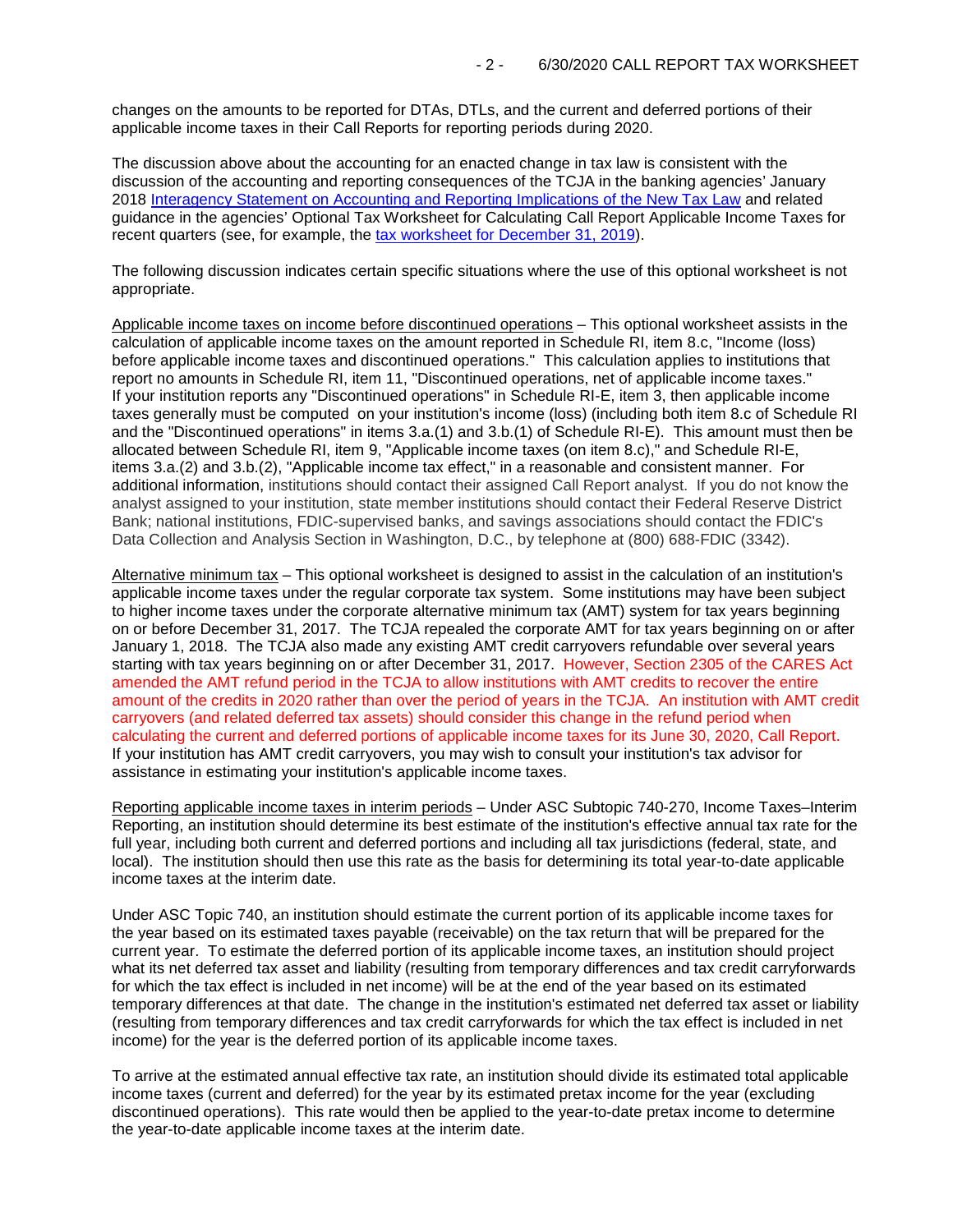changes on the amounts to be reported for DTAs, DTLs, and the current and deferred portions of their applicable income taxes in their Call Reports for reporting periods during 2020.

The discussion above about the accounting for an enacted change in tax law is consistent with the discussion of the accounting and reporting consequences of the TCJA in the banking agencies' January 2018 Interagency Statement on Accounting and Reporting Implications of the New Tax Law and related guidance in the agencies' Optional Tax Worksheet for Calculating Call Report Applicable Income Taxes for recent quarters (see, for example, the tax worksheet for December 31, 2019).

The following discussion indicates certain specific situations where the use of this optional worksheet is not appropriate.

Applicable income taxes on income before discontinued operations – This optional worksheet assists in the calculation of applicable income taxes on the amount reported in Schedule RI, item 8.c, "Income (loss) before applicable income taxes and discontinued operations." This calculation applies to institutions that report no amounts in Schedule RI, item 11, "Discontinued operations, net of applicable income taxes." If your institution reports any "Discontinued operations" in Schedule RI-E, item 3, then applicable income taxes generally must be computed on your institution's income (loss) (including both item 8.c of Schedule RI and the "Discontinued operations" in items 3.a.(1) and 3.b.(1) of Schedule RI-E). This amount must then be allocated between Schedule RI, item 9, "Applicable income taxes (on item 8.c)," and Schedule RI-E, items 3.a.(2) and 3.b.(2), "Applicable income tax effect," in a reasonable and consistent manner. For additional information, institutions should contact their assigned Call Report analyst. If you do not know the analyst assigned to your institution, state member institutions should contact their Federal Reserve District Bank; national institutions, FDIC-supervised banks, and savings associations should contact the FDIC's Data Collection and Analysis Section in Washington, D.C., by telephone at (800) 688-FDIC (3342).

Alternative minimum tax – This optional worksheet is designed to assist in the calculation of an institution's applicable income taxes under the regular corporate tax system. Some institutions may have been subject to higher income taxes under the corporate alternative minimum tax (AMT) system for tax years beginning on or before December 31, 2017. The TCJA repealed the corporate AMT for tax years beginning on or after January 1, 2018. The TCJA also made any existing AMT credit carryovers refundable over several years starting with tax years beginning on or after December 31, 2017. However, Section 2305 of the CARES Act amended the AMT refund period in the TCJA to allow institutions with AMT credits to recover the entire amount of the credits in 2020 rather than over the period of years in the TCJA. An institution with AMT credit carryovers (and related deferred tax assets) should consider this change in the refund period when calculating the current and deferred portions of applicable income taxes for its June 30, 2020, Call Report. If your institution has AMT credit carryovers, you may wish to consult your institution's tax advisor for assistance in estimating your institution's applicable income taxes.

Reporting applicable income taxes in interim periods – Under ASC Subtopic 740-270, Income Taxes–Interim Reporting, an institution should determine its best estimate of the institution's effective annual tax rate for the full year, including both current and deferred portions and including all tax jurisdictions (federal, state, and local). The institution should then use this rate as the basis for determining its total year-to-date applicable income taxes at the interim date.

Under ASC Topic 740, an institution should estimate the current portion of its applicable income taxes for the year based on its estimated taxes payable (receivable) on the tax return that will be prepared for the current year. To estimate the deferred portion of its applicable income taxes, an institution should project what its net deferred tax asset and liability (resulting from temporary differences and tax credit carryforwards for which the tax effect is included in net income) will be at the end of the year based on its estimated temporary differences at that date. The change in the institution's estimated net deferred tax asset or liability (resulting from temporary differences and tax credit carryforwards for which the tax effect is included in net income) for the year is the deferred portion of its applicable income taxes.

To arrive at the estimated annual effective tax rate, an institution should divide its estimated total applicable income taxes (current and deferred) for the year by its estimated pretax income for the year (excluding discontinued operations). This rate would then be applied to the year-to-date pretax income to determine the year-to-date applicable income taxes at the interim date.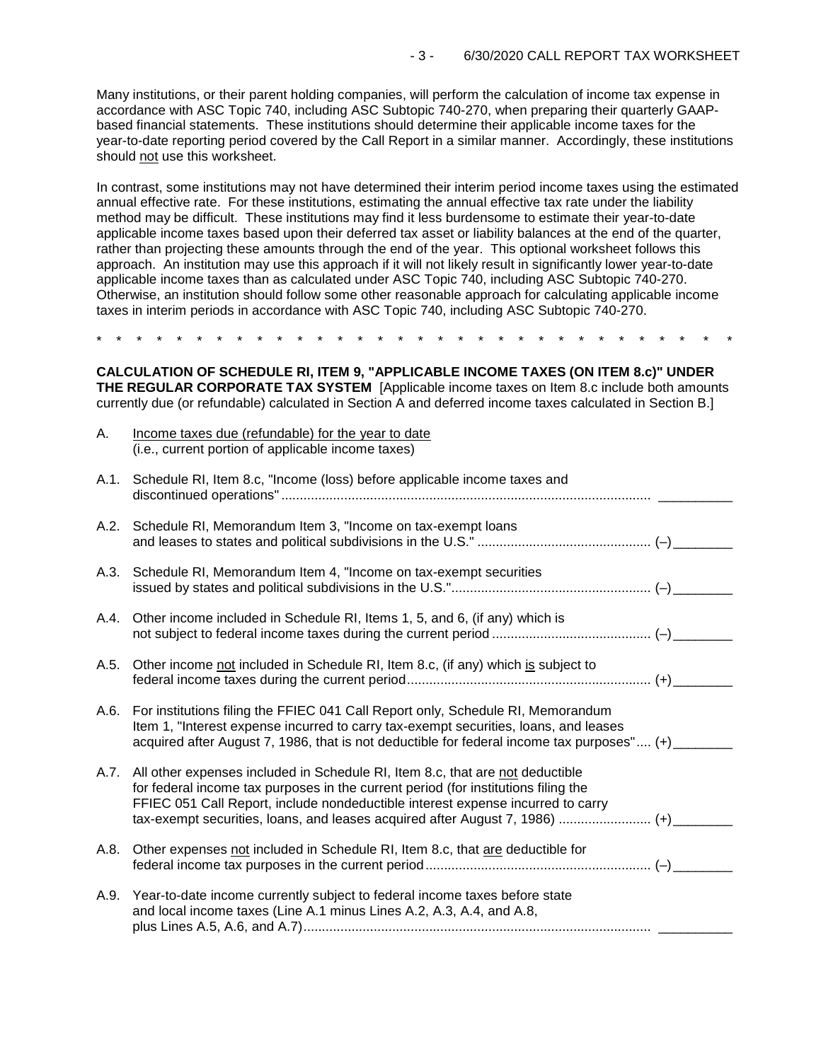Many institutions, or their parent holding companies, will perform the calculation of income tax expense in accordance with ASC Topic 740, including ASC Subtopic 740-270, when preparing their quarterly GAAP-based financial statements. These institutions should determine their applicable income taxes for the year-to-date reporting period covered by the Call Report in a similar manner. Accordingly, these institutions should not use this worksheet.

In contrast, some institutions may not have determined their interim period income taxes using the estimated annual effective rate. For these institutions, estimating the annual effective tax rate under the liability method may be difficult. These institutions may find it less burdensome to estimate their year-to-date applicable income taxes based upon their deferred tax asset or liability balances at the end of the quarter, rather than projecting these amounts through the end of the year. This optional worksheet follows this approach. An institution may use this approach if it will not likely result in significantly lower year-to-date applicable income taxes than as calculated under ASC Topic 740, including ASC Subtopic 740-270. Otherwise, an institution should follow some other reasonable approach for calculating applicable income taxes in interim periods in accordance with ASC Topic 740, including ASC Subtopic 740-270.

\* \* \* \* \* \* \* \* \* \* \* \* \* \* \* \* \* \* \* \* \* \* \* \* \* \* \* \* \* \* \* \* \* \* \* \* \*

**CALCULATION OF SCHEDULE RI, ITEM 9, "APPLICABLE INCOME TAXES (ON ITEM 8.c)" UNDER THE REGULAR CORPORATE TAX SYSTEM** [Applicable income taxes on Item 8.c include both amounts currently due (or refundable) calculated in Section A and deferred income taxes calculated in Section B.]

A. Income taxes due (refundable) for the year to date (i.e., current portion of applicable income taxes)

A.1. Schedule RI, Item 8.c, "Income (loss) before applicable income taxes and discontinued operations" .......... __________

A.2. Schedule RI, Memorandum Item 3, "Income on tax-exempt loans and leases to states and political subdivisions in the U.S." .......... (–) ________

A.3. Schedule RI, Memorandum Item 4, "Income on tax-exempt securities issued by states and political subdivisions in the U.S." .......... (–) ________

A.4. Other income included in Schedule RI, Items 1, 5, and 6, (if any) which is not subject to federal income taxes during the current period .......... (–) ________

A.5. Other income not included in Schedule RI, Item 8.c, (if any) which is subject to federal income taxes during the current period .......... (+) ________

A.6. For institutions filing the FFIEC 041 Call Report only, Schedule RI, Memorandum Item 1, "Interest expense incurred to carry tax-exempt securities, loans, and leases acquired after August 7, 1986, that is not deductible for federal income tax purposes" .... (+) ________

A.7. All other expenses included in Schedule RI, Item 8.c, that are not deductible for federal income tax purposes in the current period (for institutions filing the FFIEC 051 Call Report, include nondeductible interest expense incurred to carry tax-exempt securities, loans, and leases acquired after August 7, 1986) .......... (+) ________

A.8. Other expenses not included in Schedule RI, Item 8.c, that are deductible for federal income tax purposes in the current period .......... (–) ________

A.9. Year-to-date income currently subject to federal income taxes before state and local income taxes (Line A.1 minus Lines A.2, A.3, A.4, and A.8, plus Lines A.5, A.6, and A.7) .......... __________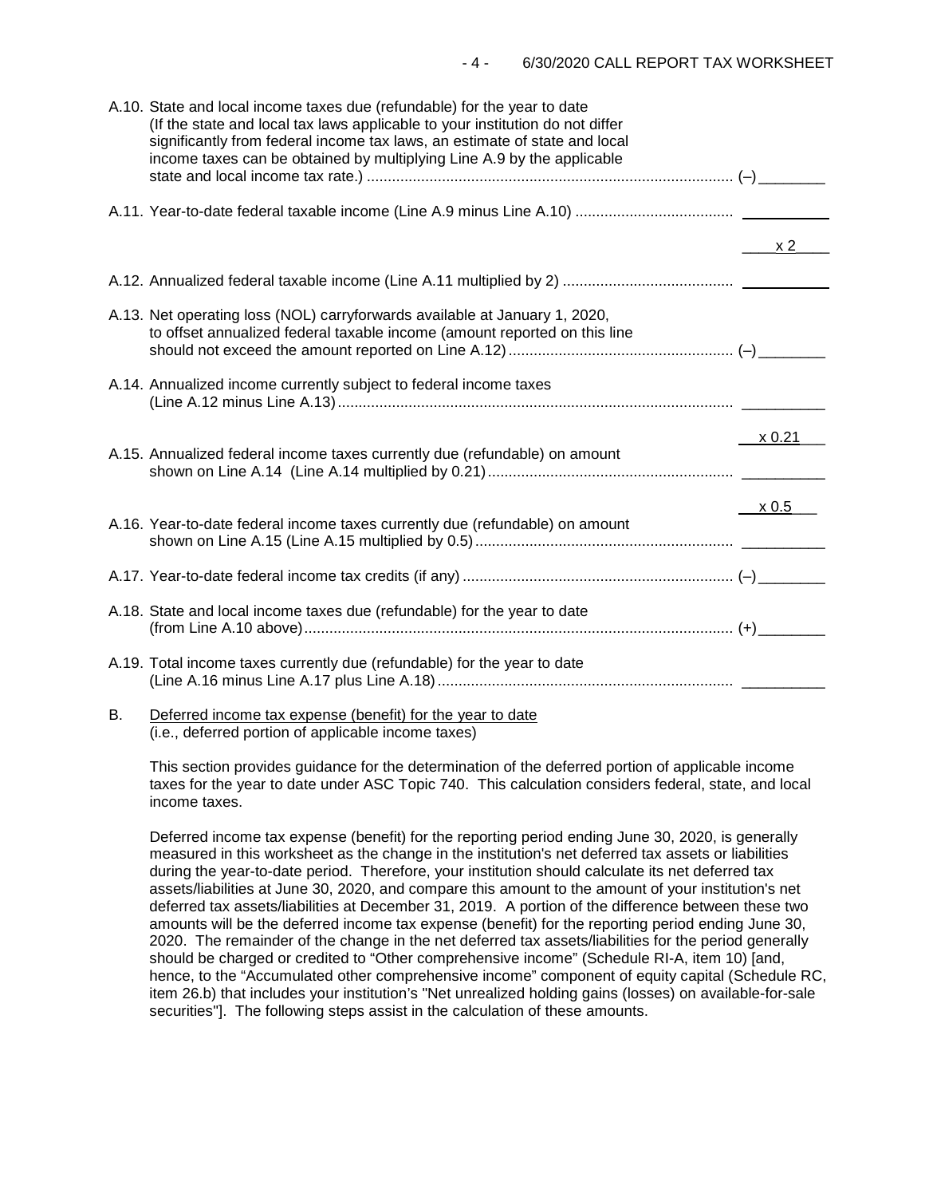A.10. State and local income taxes due (refundable) for the year to date (If the state and local tax laws applicable to your institution do not differ significantly from federal income tax laws, an estimate of state and local income taxes can be obtained by multiplying Line A.9 by the applicable state and local income tax rate.) ........................................................................................ (–) ________

A.11. Year-to-date federal taxable income (Line A.9 minus Line A.10) ...................................... ________

x 2

A.12. Annualized federal taxable income (Line A.11 multiplied by 2) ......................................... ________

A.13. Net operating loss (NOL) carryforwards available at January 1, 2020, to offset annualized federal taxable income (amount reported on this line should not exceed the amount reported on Line A.12) ...................................................... (–) ________

A.14. Annualized income currently subject to federal income taxes (Line A.12 minus Line A.13) .............................................................................................. ________

x 0.21

A.15. Annualized federal income taxes currently due (refundable) on amount shown on Line A.14 (Line A.14 multiplied by 0.21) .......................................................... ________

x 0.5

A.16. Year-to-date federal income taxes currently due (refundable) on amount shown on Line A.15 (Line A.15 multiplied by 0.5) ............................................................. ________

A.17. Year-to-date federal income tax credits (if any) ................................................................. (–) ________

A.18. State and local income taxes due (refundable) for the year to date (from Line A.10 above) ...................................................................................................... (+) ________

A.19. Total income taxes currently due (refundable) for the year to date (Line A.16 minus Line A.17 plus Line A.18) ...................................................................... ________

B. Deferred income tax expense (benefit) for the year to date (i.e., deferred portion of applicable income taxes)

This section provides guidance for the determination of the deferred portion of applicable income taxes for the year to date under ASC Topic 740. This calculation considers federal, state, and local income taxes.

Deferred income tax expense (benefit) for the reporting period ending June 30, 2020, is generally measured in this worksheet as the change in the institution's net deferred tax assets or liabilities during the year-to-date period. Therefore, your institution should calculate its net deferred tax assets/liabilities at June 30, 2020, and compare this amount to the amount of your institution's net deferred tax assets/liabilities at December 31, 2019. A portion of the difference between these two amounts will be the deferred income tax expense (benefit) for the reporting period ending June 30, 2020. The remainder of the change in the net deferred tax assets/liabilities for the period generally should be charged or credited to "Other comprehensive income" (Schedule RI-A, item 10) [and, hence, to the "Accumulated other comprehensive income" component of equity capital (Schedule RC, item 26.b) that includes your institution's "Net unrealized holding gains (losses) on available-for-sale securities"]. The following steps assist in the calculation of these amounts.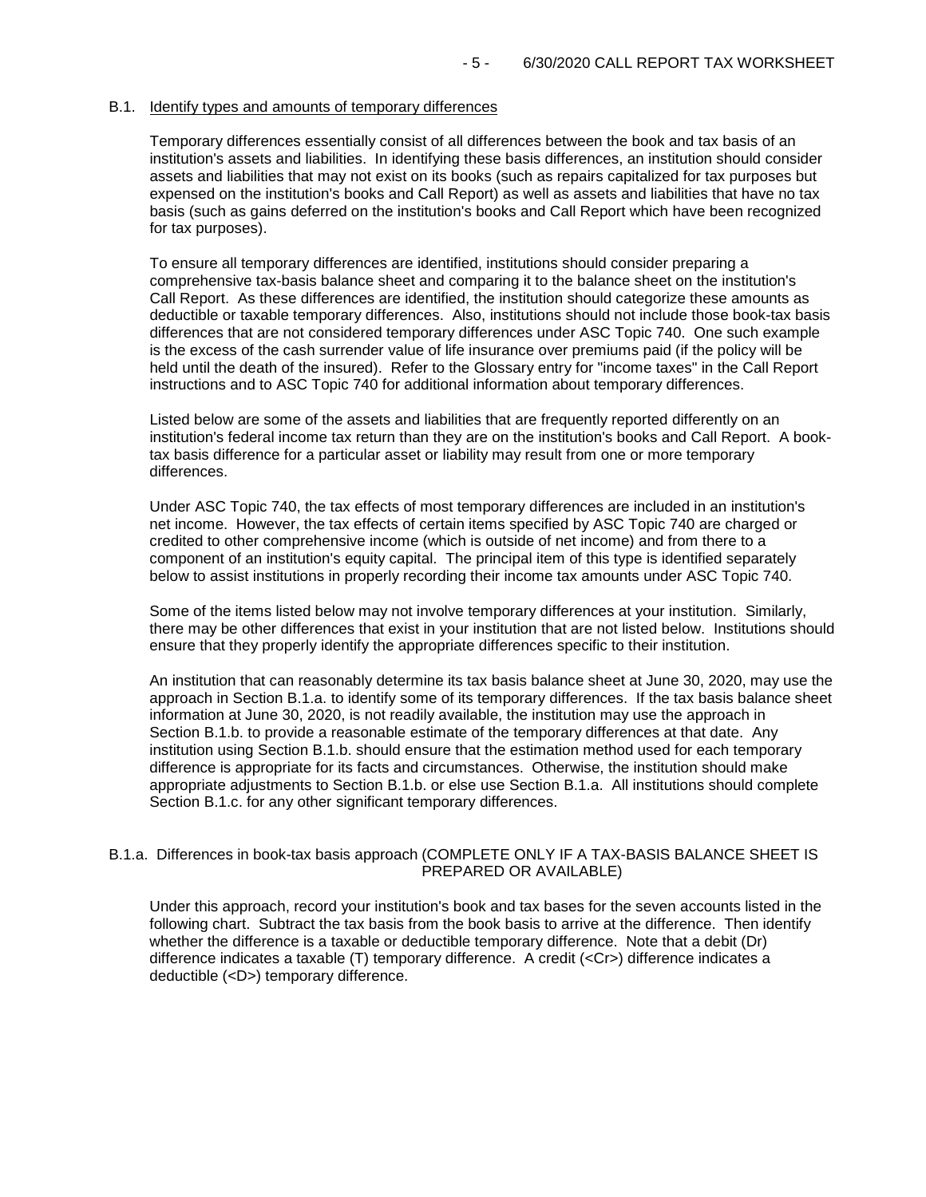## B.1. Identify types and amounts of temporary differences

Temporary differences essentially consist of all differences between the book and tax basis of an institution's assets and liabilities. In identifying these basis differences, an institution should consider assets and liabilities that may not exist on its books (such as repairs capitalized for tax purposes but expensed on the institution's books and Call Report) as well as assets and liabilities that have no tax basis (such as gains deferred on the institution's books and Call Report which have been recognized for tax purposes).

To ensure all temporary differences are identified, institutions should consider preparing a comprehensive tax-basis balance sheet and comparing it to the balance sheet on the institution's Call Report. As these differences are identified, the institution should categorize these amounts as deductible or taxable temporary differences. Also, institutions should not include those book-tax basis differences that are not considered temporary differences under ASC Topic 740. One such example is the excess of the cash surrender value of life insurance over premiums paid (if the policy will be held until the death of the insured). Refer to the Glossary entry for "income taxes" in the Call Report instructions and to ASC Topic 740 for additional information about temporary differences.

Listed below are some of the assets and liabilities that are frequently reported differently on an institution's federal income tax return than they are on the institution's books and Call Report. A book-tax basis difference for a particular asset or liability may result from one or more temporary differences.

Under ASC Topic 740, the tax effects of most temporary differences are included in an institution's net income. However, the tax effects of certain items specified by ASC Topic 740 are charged or credited to other comprehensive income (which is outside of net income) and from there to a component of an institution's equity capital. The principal item of this type is identified separately below to assist institutions in properly recording their income tax amounts under ASC Topic 740.

Some of the items listed below may not involve temporary differences at your institution. Similarly, there may be other differences that exist in your institution that are not listed below. Institutions should ensure that they properly identify the appropriate differences specific to their institution.

An institution that can reasonably determine its tax basis balance sheet at June 30, 2020, may use the approach in Section B.1.a. to identify some of its temporary differences. If the tax basis balance sheet information at June 30, 2020, is not readily available, the institution may use the approach in Section B.1.b. to provide a reasonable estimate of the temporary differences at that date. Any institution using Section B.1.b. should ensure that the estimation method used for each temporary difference is appropriate for its facts and circumstances. Otherwise, the institution should make appropriate adjustments to Section B.1.b. or else use Section B.1.a. All institutions should complete Section B.1.c. for any other significant temporary differences.

## B.1.a. Differences in book-tax basis approach (COMPLETE ONLY IF A TAX-BASIS BALANCE SHEET IS PREPARED OR AVAILABLE)

Under this approach, record your institution's book and tax bases for the seven accounts listed in the following chart. Subtract the tax basis from the book basis to arrive at the difference. Then identify whether the difference is a taxable or deductible temporary difference. Note that a debit (Dr) difference indicates a taxable (T) temporary difference. A credit (<Cr>) difference indicates a deductible (<D>) temporary difference.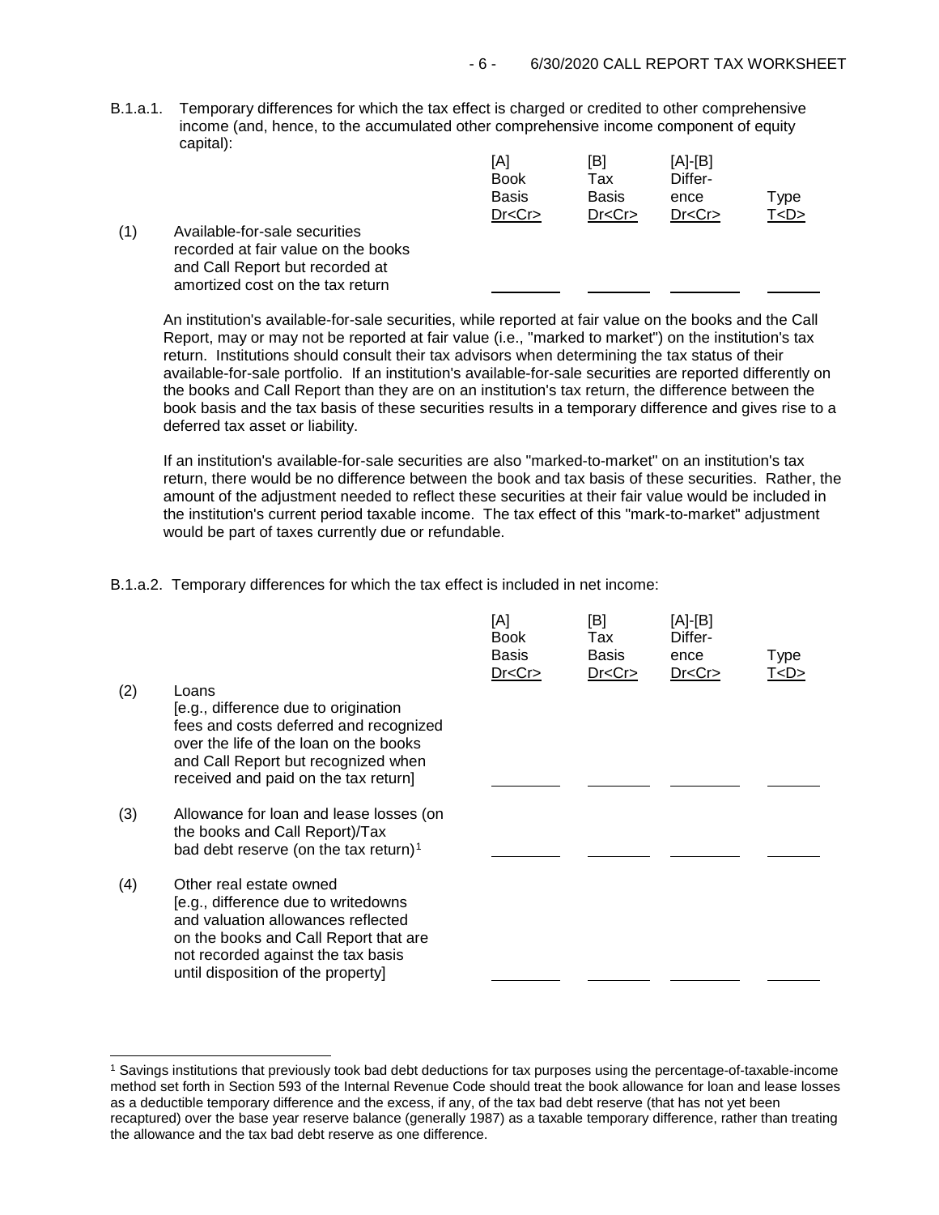B.1.a.1. Temporary differences for which the tax effect is charged or credited to other comprehensive income (and, hence, to the accumulated other comprehensive income component of equity capital):

| | | [A] Book Basis Dr<Cr> | [B] Tax Basis Dr<Cr> | [A]-[B] Difference Dr<Cr> | Type T<D> |
|---|---|---|---|---|---|
| (1) | Available-for-sale securities recorded at fair value on the books and Call Report but recorded at amortized cost on the tax return | \_\_\_\_\_\_\_\_ | \_\_\_\_\_\_\_\_ | \_\_\_\_\_\_\_\_ | \_\_\_\_\_\_ |

An institution's available-for-sale securities, while reported at fair value on the books and the Call Report, may or may not be reported at fair value (i.e., "marked to market") on the institution's tax return. Institutions should consult their tax advisors when determining the tax status of their available-for-sale portfolio. If an institution's available-for-sale securities are reported differently on the books and Call Report than they are on an institution's tax return, the difference between the book basis and the tax basis of these securities results in a temporary difference and gives rise to a deferred tax asset or liability.

If an institution's available-for-sale securities are also "marked-to-market" on an institution's tax return, there would be no difference between the book and tax basis of these securities. Rather, the amount of the adjustment needed to reflect these securities at their fair value would be included in the institution's current period taxable income. The tax effect of this "mark-to-market" adjustment would be part of taxes currently due or refundable.

B.1.a.2. Temporary differences for which the tax effect is included in net income:

| | | [A] Book Basis Dr<Cr> | [B] Tax Basis Dr<Cr> | [A]-[B] Difference Dr<Cr> | Type T<D> |
|---|---|---|---|---|---|
| (2) | Loans [e.g., difference due to origination fees and costs deferred and recognized over the life of the loan on the books and Call Report but recognized when received and paid on the tax return] | \_\_\_\_\_\_\_\_ | \_\_\_\_\_\_\_\_ | \_\_\_\_\_\_\_\_ | \_\_\_\_\_\_ |
| (3) | Allowance for loan and lease losses (on the books and Call Report)/Tax bad debt reserve (on the tax return)[1] | \_\_\_\_\_\_\_\_ | \_\_\_\_\_\_\_\_ | \_\_\_\_\_\_\_\_ | \_\_\_\_\_\_ |
| (4) | Other real estate owned [e.g., difference due to writedowns and valuation allowances reflected on the books and Call Report that are not recorded against the tax basis until disposition of the property] | \_\_\_\_\_\_\_\_ | \_\_\_\_\_\_\_\_ | \_\_\_\_\_\_\_\_ | \_\_\_\_\_\_ |

[1] Savings institutions that previously took bad debt deductions for tax purposes using the percentage-of-taxable-income method set forth in Section 593 of the Internal Revenue Code should treat the book allowance for loan and lease losses as a deductible temporary difference and the excess, if any, of the tax bad debt reserve (that has not yet been recaptured) over the base year reserve balance (generally 1987) as a taxable temporary difference, rather than treating the allowance and the tax bad debt reserve as one difference.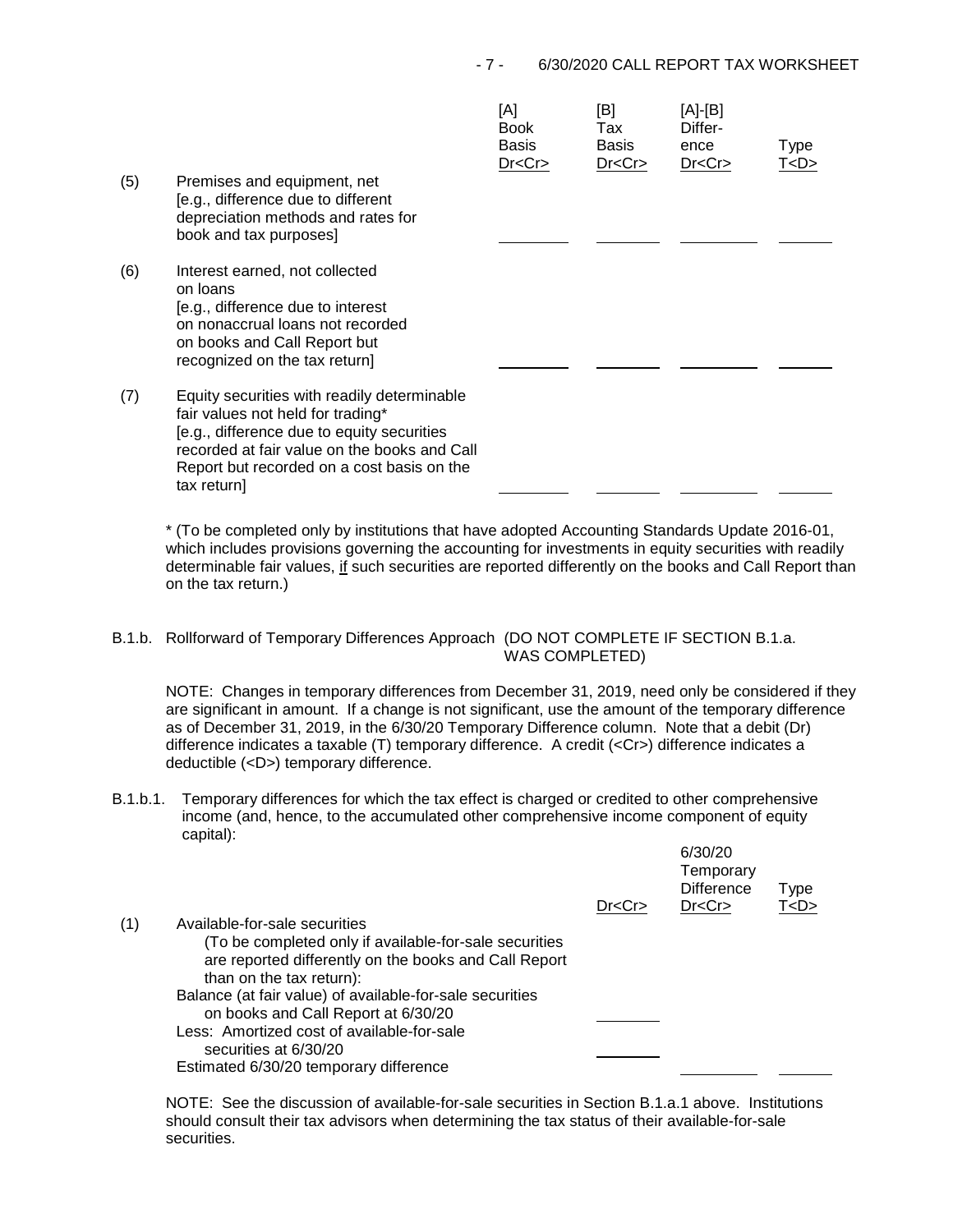| | | [A] Book Basis Dr<Cr> | [B] Tax Basis Dr<Cr> | [A]-[B] Difference Dr<Cr> | Type T<D> |
|---|---|---|---|---|---|
| (5) | Premises and equipment, net [e.g., difference due to different depreciation methods and rates for book and tax purposes] | ________ | ________ | ________ | ________ |
| (6) | Interest earned, not collected on loans [e.g., difference due to interest on nonaccrual loans not recorded on books and Call Report but recognized on the tax return] | ________ | ________ | ________ | ________ |
| (7) | Equity securities with readily determinable fair values not held for trading* [e.g., difference due to equity securities recorded at fair value on the books and Call Report but recorded on a cost basis on the tax return] | ________ | ________ | ________ | ________ |

\* (To be completed only by institutions that have adopted Accounting Standards Update 2016-01, which includes provisions governing the accounting for investments in equity securities with readily determinable fair values, if such securities are reported differently on the books and Call Report than on the tax return.)

B.1.b. Rollforward of Temporary Differences Approach (DO NOT COMPLETE IF SECTION B.1.a. WAS COMPLETED)

NOTE: Changes in temporary differences from December 31, 2019, need only be considered if they are significant in amount. If a change is not significant, use the amount of the temporary difference as of December 31, 2019, in the 6/30/20 Temporary Difference column. Note that a debit (Dr) difference indicates a taxable (T) temporary difference. A credit (<Cr>) difference indicates a deductible (<D>) temporary difference.

B.1.b.1. Temporary differences for which the tax effect is charged or credited to other comprehensive income (and, hence, to the accumulated other comprehensive income component of equity capital):

| | | Dr<Cr> | 6/30/20 Temporary Difference Dr<Cr> | Type T<D> |
|---|---|---|---|---|
| (1) | Available-for-sale securities (To be completed only if available-for-sale securities are reported differently on the books and Call Report than on the tax return): | | | |
| | Balance (at fair value) of available-for-sale securities on books and Call Report at 6/30/20 | ________ | | |
| | Less: Amortized cost of available-for-sale securities at 6/30/20 | ________ | | |
| | Estimated 6/30/20 temporary difference | | ________ | ________ |

NOTE: See the discussion of available-for-sale securities in Section B.1.a.1 above. Institutions should consult their tax advisors when determining the tax status of their available-for-sale securities.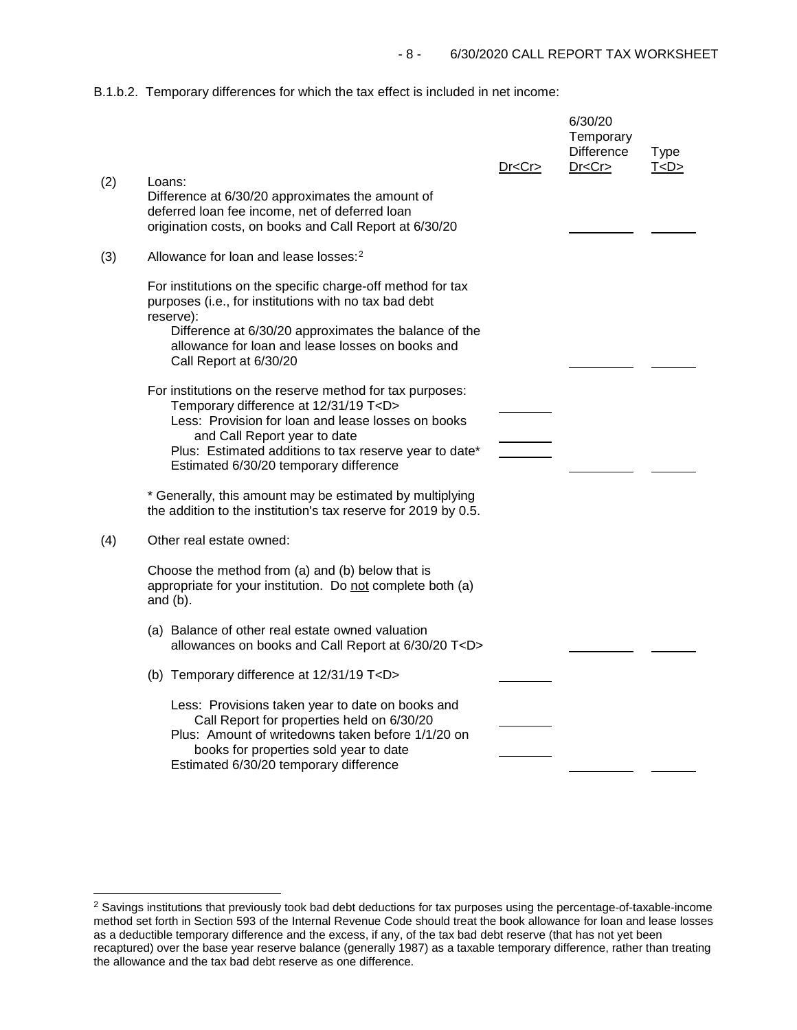B.1.b.2. Temporary differences for which the tax effect is included in net income:

| | | Dr<Cr> | 6/30/20 Temporary Difference Dr<Cr> | Type T<D> |
|---|---|---|---|---|
| (2) | Loans:<br>Difference at 6/30/20 approximates the amount of deferred loan fee income, net of deferred loan origination costs, on books and Call Report at 6/30/20 | | ________ | ______ |
| (3) | Allowance for loan and lease losses:[2] | | | |
| | For institutions on the specific charge-off method for tax purposes (i.e., for institutions with no tax bad debt reserve):<br>Difference at 6/30/20 approximates the balance of the allowance for loan and lease losses on books and Call Report at 6/30/20 | | ________ | ______ |
| | For institutions on the reserve method for tax purposes:<br>Temporary difference at 12/31/19 T<D> | ________ | | |
| | Less: Provision for loan and lease losses on books and Call Report year to date | ________ | | |
| | Plus: Estimated additions to tax reserve year to date* | ________ | | |
| | Estimated 6/30/20 temporary difference | | ________ | ______ |
| | * Generally, this amount may be estimated by multiplying the addition to the institution's tax reserve for 2019 by 0.5. | | | |
| (4) | Other real estate owned: | | | |
| | Choose the method from (a) and (b) below that is appropriate for your institution. Do <u>not</u> complete both (a) and (b). | | | |
| | (a) Balance of other real estate owned valuation allowances on books and Call Report at 6/30/20 T<D> | | ________ | ______ |
| | (b) Temporary difference at 12/31/19 T<D> | ________ | | |
| | Less: Provisions taken year to date on books and Call Report for properties held on 6/30/20 | ________ | | |
| | Plus: Amount of writedowns taken before 1/1/20 on books for properties sold year to date | ________ | | |
| | Estimated 6/30/20 temporary difference | | ________ | ______ |

[2] Savings institutions that previously took bad debt deductions for tax purposes using the percentage-of-taxable-income method set forth in Section 593 of the Internal Revenue Code should treat the book allowance for loan and lease losses as a deductible temporary difference and the excess, if any, of the tax bad debt reserve (that has not yet been recaptured) over the base year reserve balance (generally 1987) as a taxable temporary difference, rather than treating the allowance and the tax bad debt reserve as one difference.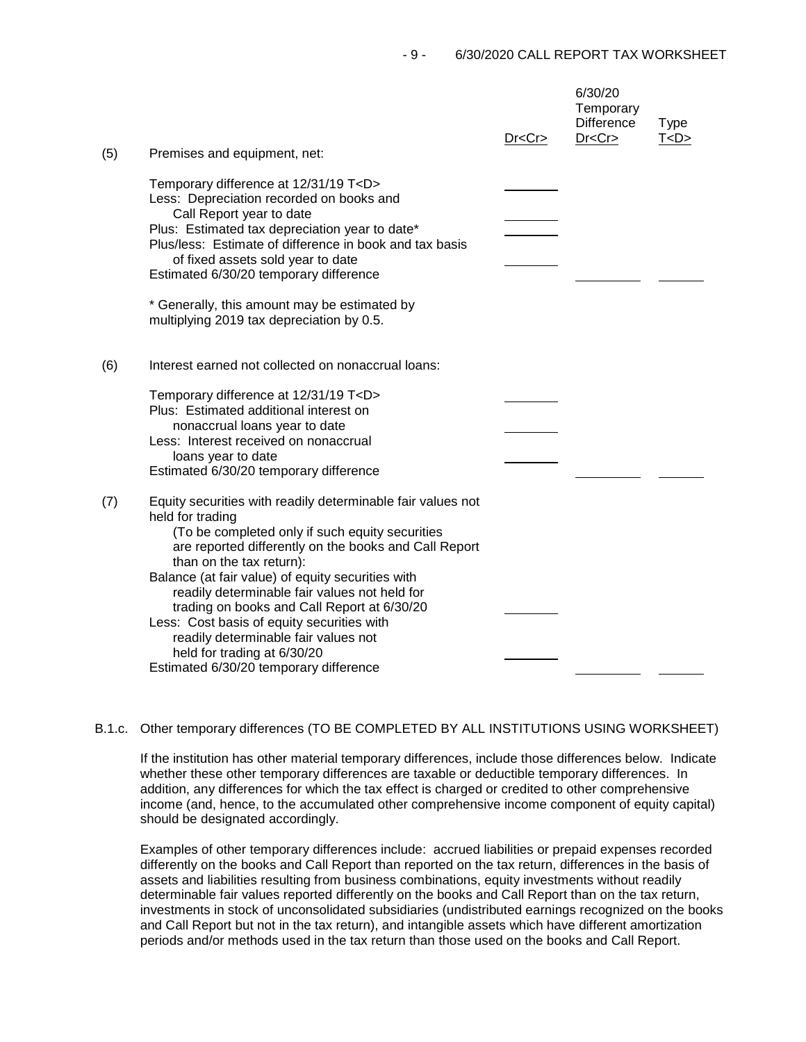| | | Dr<Cr> | 6/30/20 Temporary Difference Dr<Cr> | Type T<D> |
|---|---|---|---|---|
| (5) | Premises and equipment, net: | | | |
| | Temporary difference at 12/31/19 T<D> | ________ | | |
| | Less: Depreciation recorded on books and Call Report year to date | ________ | | |
| | Plus: Estimated tax depreciation year to date* | ________ | | |
| | Plus/less: Estimate of difference in book and tax basis of fixed assets sold year to date | ________ | | |
| | Estimated 6/30/20 temporary difference | | ________ | ______ |
| | * Generally, this amount may be estimated by multiplying 2019 tax depreciation by 0.5. | | | |
| (6) | Interest earned not collected on nonaccrual loans: | | | |
| | Temporary difference at 12/31/19 T<D> | ________ | | |
| | Plus: Estimated additional interest on nonaccrual loans year to date | ________ | | |
| | Less: Interest received on nonaccrual loans year to date | ________ | | |
| | Estimated 6/30/20 temporary difference | | ________ | ______ |
| (7) | Equity securities with readily determinable fair values not held for trading (To be completed only if such equity securities are reported differently on the books and Call Report than on the tax return): | | | |
| | Balance (at fair value) of equity securities with readily determinable fair values not held for trading on books and Call Report at 6/30/20 | ________ | | |
| | Less: Cost basis of equity securities with readily determinable fair values not held for trading at 6/30/20 | ________ | | |
| | Estimated 6/30/20 temporary difference | | ________ | ______ |

B.1.c. Other temporary differences (TO BE COMPLETED BY ALL INSTITUTIONS USING WORKSHEET)

If the institution has other material temporary differences, include those differences below. Indicate whether these other temporary differences are taxable or deductible temporary differences. In addition, any differences for which the tax effect is charged or credited to other comprehensive income (and, hence, to the accumulated other comprehensive income component of equity capital) should be designated accordingly.

Examples of other temporary differences include: accrued liabilities or prepaid expenses recorded differently on the books and Call Report than reported on the tax return, differences in the basis of assets and liabilities resulting from business combinations, equity investments without readily determinable fair values reported differently on the books and Call Report than on the tax return, investments in stock of unconsolidated subsidiaries (undistributed earnings recognized on the books and Call Report but not in the tax return), and intangible assets which have different amortization periods and/or methods used in the tax return than those used on the books and Call Report.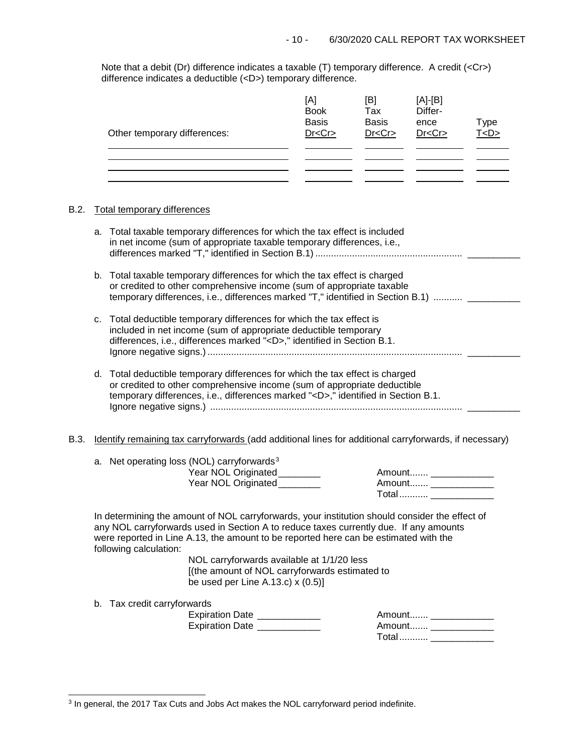Note that a debit (Dr) difference indicates a taxable (T) temporary difference. A credit (<Cr>) difference indicates a deductible (<D>) temporary difference.

| Other temporary differences: | [A] Book Basis Dr<Cr> | [B] Tax Basis Dr<Cr> | [A]-[B] Difference Dr<Cr> | Type T<D> |
|---|---|---|---|---|
| | | | | |
| | | | | |
| | | | | |
| | | | | |

B.2. Total temporary differences

a. Total taxable temporary differences for which the tax effect is included in net income (sum of appropriate taxable temporary differences, i.e., differences marked "T," identified in Section B.1) .......................................................... __________

b. Total taxable temporary differences for which the tax effect is charged or credited to other comprehensive income (sum of appropriate taxable temporary differences, i.e., differences marked "T," identified in Section B.1) ........... __________

c. Total deductible temporary differences for which the tax effect is included in net income (sum of appropriate deductible temporary differences, i.e., differences marked "<D>," identified in Section B.1. Ignore negative signs.) ................................................................................................ __________

d. Total deductible temporary differences for which the tax effect is charged or credited to other comprehensive income (sum of appropriate deductible temporary differences, i.e., differences marked "<D>," identified in Section B.1. Ignore negative signs.) ............................................................................................... __________

B.3. Identify remaining tax carryforwards (add additional lines for additional carryforwards, if necessary)

a. Net operating loss (NOL) carryforwards[3]

Year NOL Originated________ Amount....... ____________
Year NOL Originated________ Amount....... ____________
Total........... ____________

In determining the amount of NOL carryforwards, your institution should consider the effect of any NOL carryforwards used in Section A to reduce taxes currently due. If any amounts were reported in Line A.13, the amount to be reported here can be estimated with the following calculation:

NOL carryforwards available at 1/1/20 less
[(the amount of NOL carryforwards estimated to be used per Line A.13.c) x (0.5)]

b. Tax credit carryforwards

Expiration Date ____________ Amount....... ____________
Expiration Date ____________ Amount....... ____________
Total........... ____________

[3] In general, the 2017 Tax Cuts and Jobs Act makes the NOL carryforward period indefinite.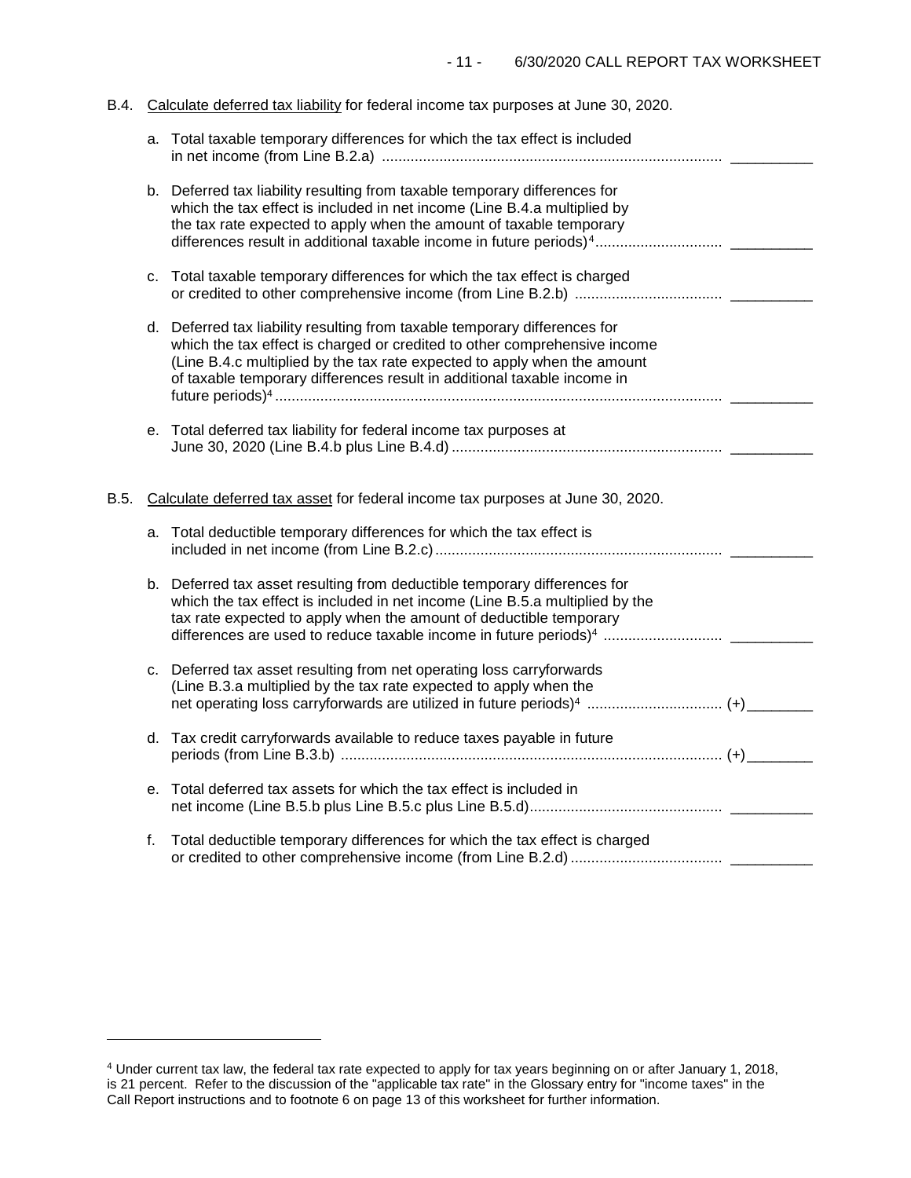B.4. Calculate deferred tax liability for federal income tax purposes at June 30, 2020.

a. Total taxable temporary differences for which the tax effect is included in net income (from Line B.2.a) .................................................................................. __________

b. Deferred tax liability resulting from taxable temporary differences for which the tax effect is included in net income (Line B.4.a multiplied by the tax rate expected to apply when the amount of taxable temporary differences result in additional taxable income in future periods)[4] .............................. __________

c. Total taxable temporary differences for which the tax effect is charged or credited to other comprehensive income (from Line B.2.b) .................................... __________

d. Deferred tax liability resulting from taxable temporary differences for which the tax effect is charged or credited to other comprehensive income (Line B.4.c multiplied by the tax rate expected to apply when the amount of taxable temporary differences result in additional taxable income in future periods)[4] ............................................................................................................ __________

e. Total deferred tax liability for federal income tax purposes at June 30, 2020 (Line B.4.b plus Line B.4.d) .................................................................. __________

B.5. Calculate deferred tax asset for federal income tax purposes at June 30, 2020.

a. Total deductible temporary differences for which the tax effect is included in net income (from Line B.2.c) ...................................................................... __________

b. Deferred tax asset resulting from deductible temporary differences for which the tax effect is included in net income (Line B.5.a multiplied by the tax rate expected to apply when the amount of deductible temporary differences are used to reduce taxable income in future periods)[4] ............................ __________

c. Deferred tax asset resulting from net operating loss carryforwards (Line B.3.a multiplied by the tax rate expected to apply when the net operating loss carryforwards are utilized in future periods)[4] ................................ (+)________

d. Tax credit carryforwards available to reduce taxes payable in future periods (from Line B.3.b) ............................................................................................ (+)________

e. Total deferred tax assets for which the tax effect is included in net income (Line B.5.b plus Line B.5.c plus Line B.5.d)............................................... __________

f. Total deductible temporary differences for which the tax effect is charged or credited to other comprehensive income (from Line B.2.d) .................................... __________

---

[4] Under current tax law, the federal tax rate expected to apply for tax years beginning on or after January 1, 2018, is 21 percent. Refer to the discussion of the "applicable tax rate" in the Glossary entry for "income taxes" in the Call Report instructions and to footnote 6 on page 13 of this worksheet for further information.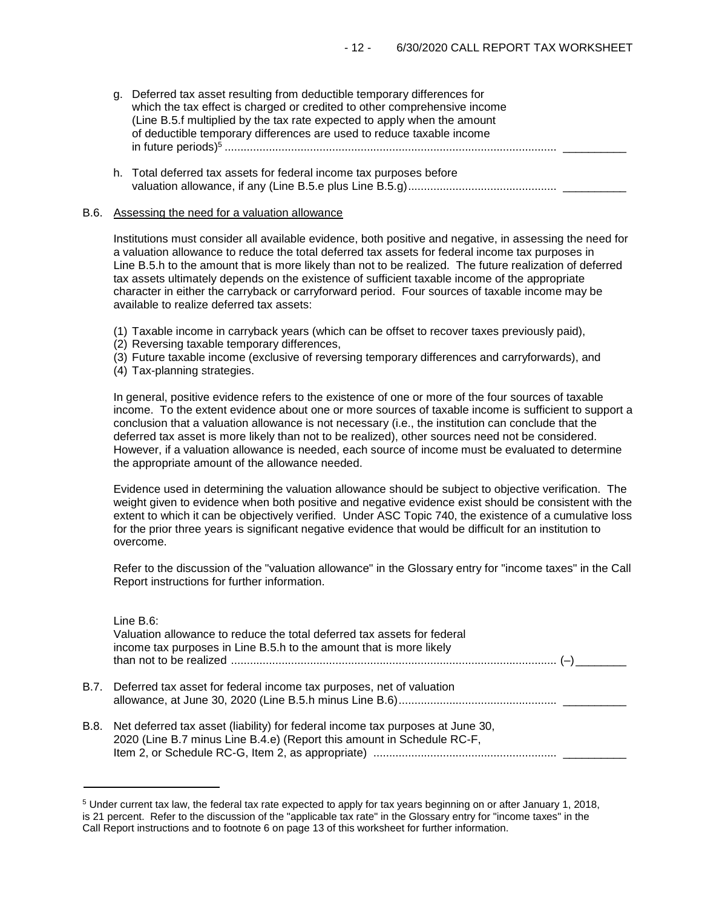g. Deferred tax asset resulting from deductible temporary differences for which the tax effect is charged or credited to other comprehensive income (Line B.5.f multiplied by the tax rate expected to apply when the amount of deductible temporary differences are used to reduce taxable income in future periods)[5] .......................................................... __________

h. Total deferred tax assets for federal income tax purposes before valuation allowance, if any (Line B.5.e plus Line B.5.g)............................................... __________

B.6. Assessing the need for a valuation allowance

Institutions must consider all available evidence, both positive and negative, in assessing the need for a valuation allowance to reduce the total deferred tax assets for federal income tax purposes in Line B.5.h to the amount that is more likely than not to be realized. The future realization of deferred tax assets ultimately depends on the existence of sufficient taxable income of the appropriate character in either the carryback or carryforward period. Four sources of taxable income may be available to realize deferred tax assets:

(1) Taxable income in carryback years (which can be offset to recover taxes previously paid),
(2) Reversing taxable temporary differences,
(3) Future taxable income (exclusive of reversing temporary differences and carryforwards), and
(4) Tax-planning strategies.

In general, positive evidence refers to the existence of one or more of the four sources of taxable income. To the extent evidence about one or more sources of taxable income is sufficient to support a conclusion that a valuation allowance is not necessary (i.e., the institution can conclude that the deferred tax asset is more likely than not to be realized), other sources need not be considered. However, if a valuation allowance is needed, each source of income must be evaluated to determine the appropriate amount of the allowance needed.

Evidence used in determining the valuation allowance should be subject to objective verification. The weight given to evidence when both positive and negative evidence exist should be consistent with the extent to which it can be objectively verified. Under ASC Topic 740, the existence of a cumulative loss for the prior three years is significant negative evidence that would be difficult for an institution to overcome.

Refer to the discussion of the "valuation allowance" in the Glossary entry for "income taxes" in the Call Report instructions for further information.

Line B.6:
Valuation allowance to reduce the total deferred tax assets for federal income tax purposes in Line B.5.h to the amount that is more likely than not to be realized ........................................................................................ (–)________

B.7. Deferred tax asset for federal income tax purposes, net of valuation allowance, at June 30, 2020 (Line B.5.h minus Line B.6).................................................. __________

B.8. Net deferred tax asset (liability) for federal income tax purposes at June 30, 2020 (Line B.7 minus Line B.4.e) (Report this amount in Schedule RC-F, Item 2, or Schedule RC-G, Item 2, as appropriate) .......................................................... __________

---

[5] Under current tax law, the federal tax rate expected to apply for tax years beginning on or after January 1, 2018, is 21 percent. Refer to the discussion of the "applicable tax rate" in the Glossary entry for "income taxes" in the Call Report instructions and to footnote 6 on page 13 of this worksheet for further information.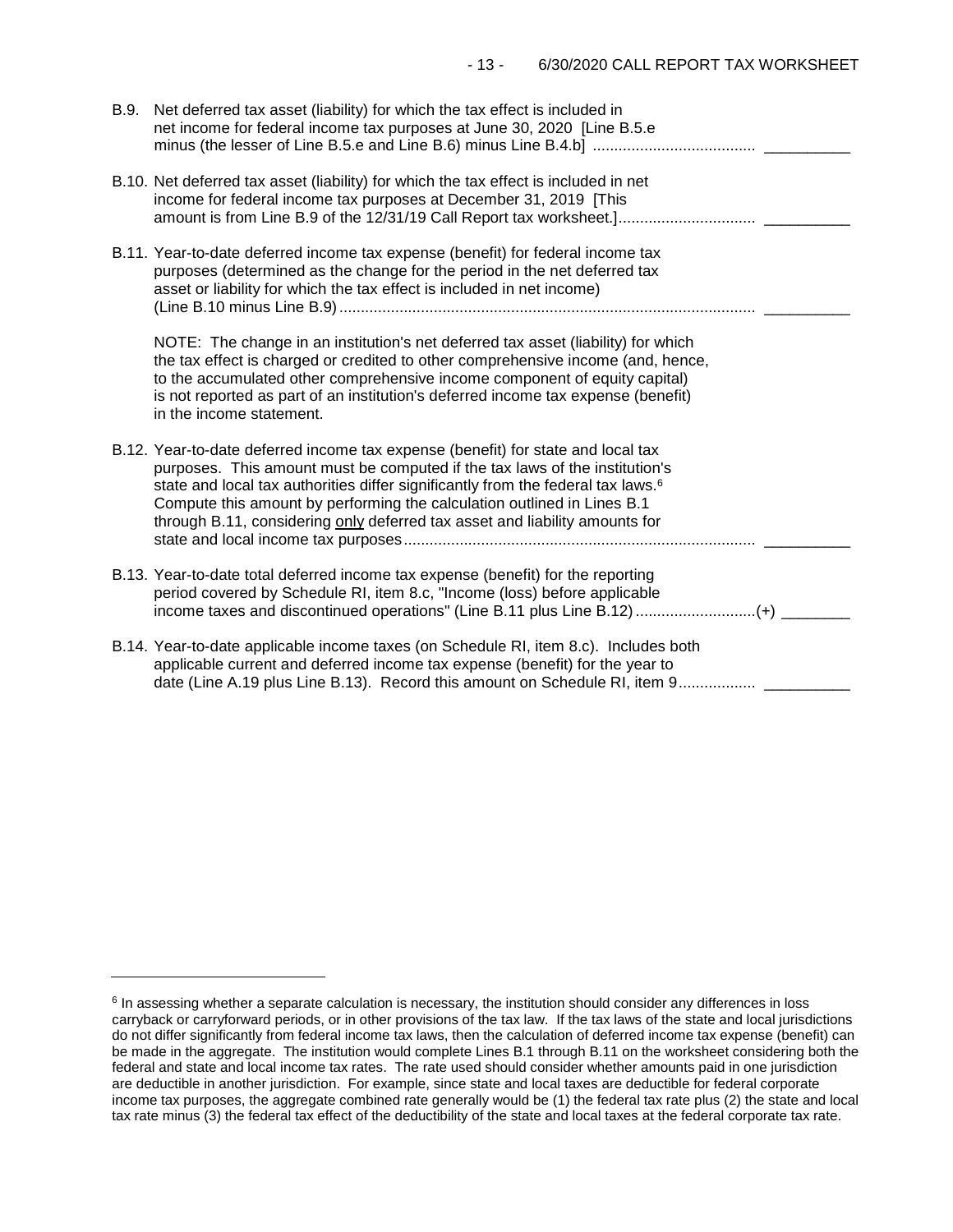B.9. Net deferred tax asset (liability) for which the tax effect is included in net income for federal income tax purposes at June 30, 2020 [Line B.5.e minus (the lesser of Line B.5.e and Line B.6) minus Line B.4.b] ...................................... __________

B.10. Net deferred tax asset (liability) for which the tax effect is included in net income for federal income tax purposes at December 31, 2019 [This amount is from Line B.9 of the 12/31/19 Call Report tax worksheet.]................................ __________

B.11. Year-to-date deferred income tax expense (benefit) for federal income tax purposes (determined as the change for the period in the net deferred tax asset or liability for which the tax effect is included in net income) (Line B.10 minus Line B.9)................................................................................................. __________

NOTE: The change in an institution's net deferred tax asset (liability) for which the tax effect is charged or credited to other comprehensive income (and, hence, to the accumulated other comprehensive income component of equity capital) is not reported as part of an institution's deferred income tax expense (benefit) in the income statement.

B.12. Year-to-date deferred income tax expense (benefit) for state and local tax purposes. This amount must be computed if the tax laws of the institution's state and local tax authorities differ significantly from the federal tax laws.[6] Compute this amount by performing the calculation outlined in Lines B.1 through B.11, considering only deferred tax asset and liability amounts for state and local income tax purposes.................................................................................. __________

B.13. Year-to-date total deferred income tax expense (benefit) for the reporting period covered by Schedule RI, item 8.c, "Income (loss) before applicable income taxes and discontinued operations" (Line B.11 plus Line B.12)...........................(+) ________

B.14. Year-to-date applicable income taxes (on Schedule RI, item 8.c). Includes both applicable current and deferred income tax expense (benefit) for the year to date (Line A.19 plus Line B.13). Record this amount on Schedule RI, item 9.................. __________

---

[6] In assessing whether a separate calculation is necessary, the institution should consider any differences in loss carryback or carryforward periods, or in other provisions of the tax law. If the tax laws of the state and local jurisdictions do not differ significantly from federal income tax laws, then the calculation of deferred income tax expense (benefit) can be made in the aggregate. The institution would complete Lines B.1 through B.11 on the worksheet considering both the federal and state and local income tax rates. The rate used should consider whether amounts paid in one jurisdiction are deductible in another jurisdiction. For example, since state and local taxes are deductible for federal corporate income tax purposes, the aggregate combined rate generally would be (1) the federal tax rate plus (2) the state and local tax rate minus (3) the federal tax effect of the deductibility of the state and local taxes at the federal corporate tax rate.